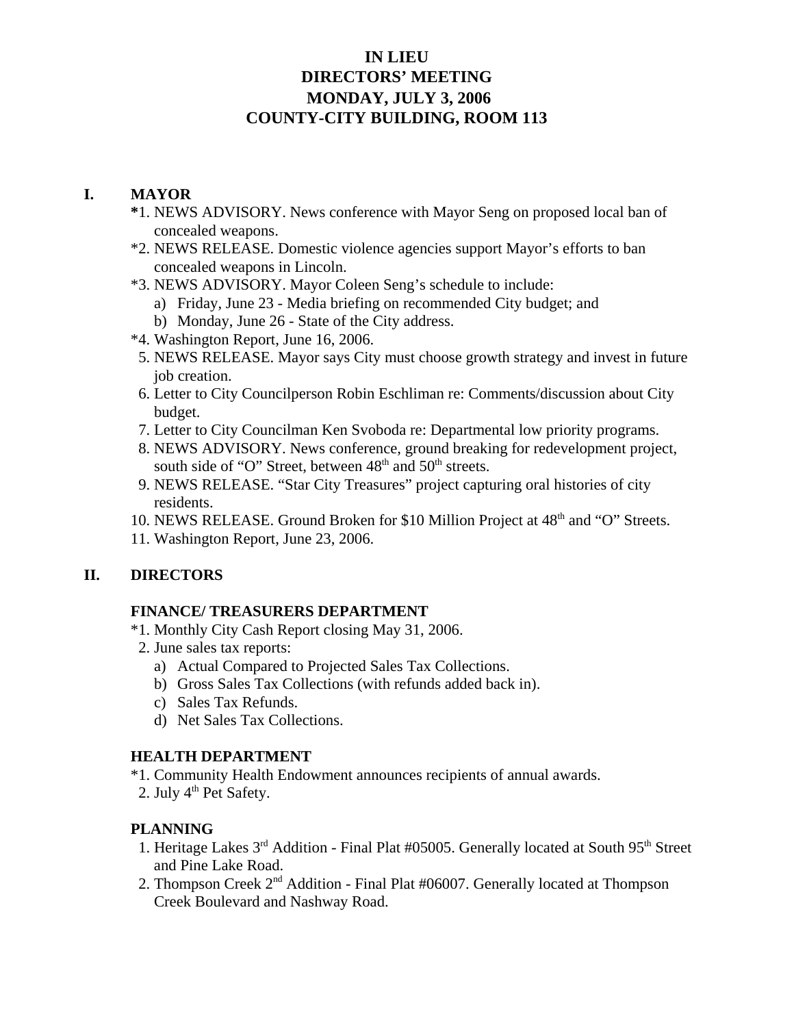# IN LIEU
# DIRECTORS' MEETING
# MONDAY, JULY 3, 2006
# COUNTY-CITY BUILDING, ROOM 113

## I. MAYOR

*1. NEWS ADVISORY. News conference with Mayor Seng on proposed local ban of concealed weapons.
*2. NEWS RELEASE. Domestic violence agencies support Mayor's efforts to ban concealed weapons in Lincoln.
*3. NEWS ADVISORY. Mayor Coleen Seng's schedule to include:
   a) Friday, June 23 - Media briefing on recommended City budget; and
   b) Monday, June 26 - State of the City address.
*4. Washington Report, June 16, 2006.
5. NEWS RELEASE. Mayor says City must choose growth strategy and invest in future job creation.
6. Letter to City Councilperson Robin Eschliman re: Comments/discussion about City budget.
7. Letter to City Councilman Ken Svoboda re: Departmental low priority programs.
8. NEWS ADVISORY. News conference, ground breaking for redevelopment project, south side of "O" Street, between 48th and 50th streets.
9. NEWS RELEASE. "Star City Treasures" project capturing oral histories of city residents.
10. NEWS RELEASE. Ground Broken for $10 Million Project at 48th and "O" Streets.
11. Washington Report, June 23, 2006.

## II. DIRECTORS

### FINANCE/ TREASURERS DEPARTMENT

*1. Monthly City Cash Report closing May 31, 2006.
2. June sales tax reports:
   a) Actual Compared to Projected Sales Tax Collections.
   b) Gross Sales Tax Collections (with refunds added back in).
   c) Sales Tax Refunds.
   d) Net Sales Tax Collections.

### HEALTH DEPARTMENT

*1. Community Health Endowment announces recipients of annual awards.
2. July 4th Pet Safety.

### PLANNING

1. Heritage Lakes 3rd Addition - Final Plat #05005. Generally located at South 95th Street and Pine Lake Road.
2. Thompson Creek 2nd Addition - Final Plat #06007. Generally located at Thompson Creek Boulevard and Nashway Road.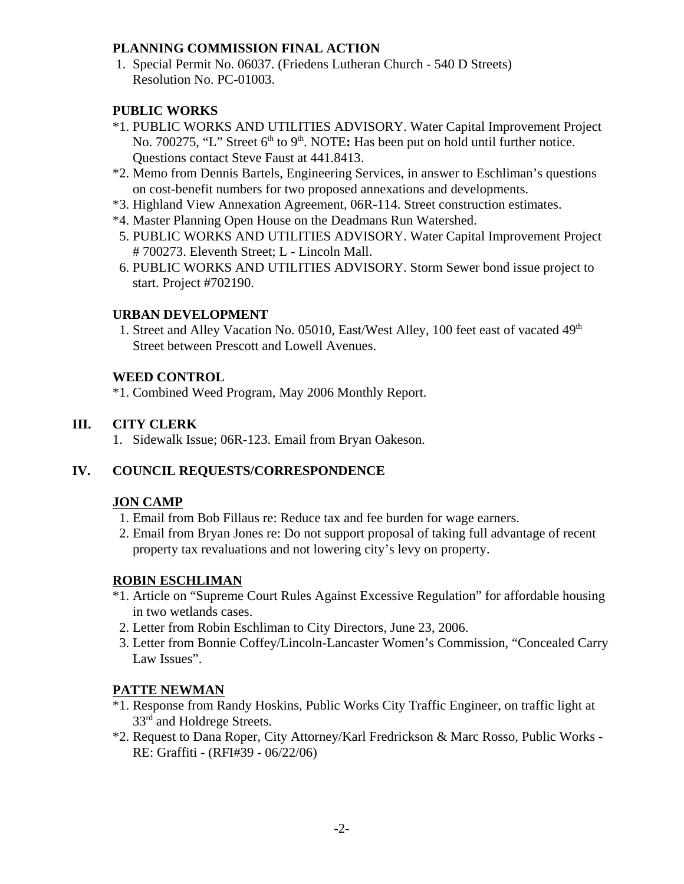**PLANNING COMMISSION FINAL ACTION**

1. Special Permit No. 06037. (Friedens Lutheran Church - 540 D Streets) Resolution No. PC-01003.

**PUBLIC WORKS**

*1. PUBLIC WORKS AND UTILITIES ADVISORY. Water Capital Improvement Project No. 700275, "L" Street 6th to 9th. NOTE**:** Has been put on hold until further notice. Questions contact Steve Faust at 441.8413.

*2. Memo from Dennis Bartels, Engineering Services, in answer to Eschliman's questions on cost-benefit numbers for two proposed annexations and developments.

*3. Highland View Annexation Agreement, 06R-114. Street construction estimates.

*4. Master Planning Open House on the Deadmans Run Watershed.

5. PUBLIC WORKS AND UTILITIES ADVISORY. Water Capital Improvement Project # 700273. Eleventh Street; L - Lincoln Mall.

6. PUBLIC WORKS AND UTILITIES ADVISORY. Storm Sewer bond issue project to start. Project #702190.

**URBAN DEVELOPMENT**

1. Street and Alley Vacation No. 05010, East/West Alley, 100 feet east of vacated 49th Street between Prescott and Lowell Avenues.

**WEED CONTROL**

*1. Combined Weed Program, May 2006 Monthly Report.

## III. CITY CLERK

1. Sidewalk Issue; 06R-123. Email from Bryan Oakeson.

## IV. COUNCIL REQUESTS/CORRESPONDENCE

**JON CAMP**

1. Email from Bob Fillaus re: Reduce tax and fee burden for wage earners.
2. Email from Bryan Jones re: Do not support proposal of taking full advantage of recent property tax revaluations and not lowering city's levy on property.

**ROBIN ESCHLIMAN**

*1. Article on "Supreme Court Rules Against Excessive Regulation" for affordable housing in two wetlands cases.

2. Letter from Robin Eschliman to City Directors, June 23, 2006.

3. Letter from Bonnie Coffey/Lincoln-Lancaster Women's Commission, "Concealed Carry Law Issues".

**PATTE NEWMAN**

*1. Response from Randy Hoskins, Public Works City Traffic Engineer, on traffic light at 33rd and Holdrege Streets.

*2. Request to Dana Roper, City Attorney/Karl Fredrickson & Marc Rosso, Public Works - RE: Graffiti - (RFI#39 - 06/22/06)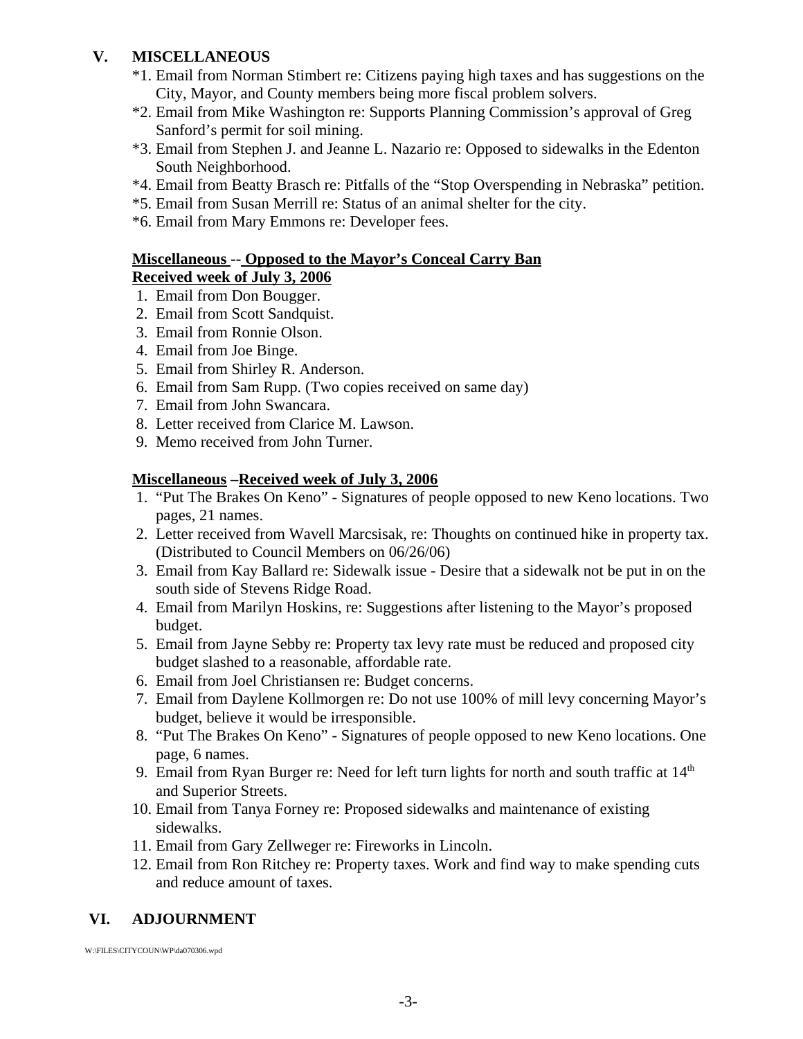## V. MISCELLANEOUS

*1. Email from Norman Stimbert re: Citizens paying high taxes and has suggestions on the City, Mayor, and County members being more fiscal problem solvers.
*2. Email from Mike Washington re: Supports Planning Commission's approval of Greg Sanford's permit for soil mining.
*3. Email from Stephen J. and Jeanne L. Nazario re: Opposed to sidewalks in the Edenton South Neighborhood.
*4. Email from Beatty Brasch re: Pitfalls of the "Stop Overspending in Nebraska" petition.
*5. Email from Susan Merrill re: Status of an animal shelter for the city.
*6. Email from Mary Emmons re: Developer fees.

**Miscellaneous -- Opposed to the Mayor's Conceal Carry Ban**
**Received week of July 3, 2006**

1. Email from Don Bougger.
2. Email from Scott Sandquist.
3. Email from Ronnie Olson.
4. Email from Joe Binge.
5. Email from Shirley R. Anderson.
6. Email from Sam Rupp. (Two copies received on same day)
7. Email from John Swancara.
8. Letter received from Clarice M. Lawson.
9. Memo received from John Turner.

**Miscellaneous –Received week of July 3, 2006**

1. "Put The Brakes On Keno" - Signatures of people opposed to new Keno locations. Two pages, 21 names.
2. Letter received from Wavell Marcsisak, re: Thoughts on continued hike in property tax. (Distributed to Council Members on 06/26/06)
3. Email from Kay Ballard re: Sidewalk issue - Desire that a sidewalk not be put in on the south side of Stevens Ridge Road.
4. Email from Marilyn Hoskins, re: Suggestions after listening to the Mayor's proposed budget.
5. Email from Jayne Sebby re: Property tax levy rate must be reduced and proposed city budget slashed to a reasonable, affordable rate.
6. Email from Joel Christiansen re: Budget concerns.
7. Email from Daylene Kollmorgen re: Do not use 100% of mill levy concerning Mayor's budget, believe it would be irresponsible.
8. "Put The Brakes On Keno" - Signatures of people opposed to new Keno locations. One page, 6 names.
9. Email from Ryan Burger re: Need for left turn lights for north and south traffic at 14th and Superior Streets.
10. Email from Tanya Forney re: Proposed sidewalks and maintenance of existing sidewalks.
11. Email from Gary Zellweger re: Fireworks in Lincoln.
12. Email from Ron Ritchey re: Property taxes. Work and find way to make spending cuts and reduce amount of taxes.

## VI. ADJOURNMENT

W:\FILES\CITYCOUN\WP\da070306.wpd